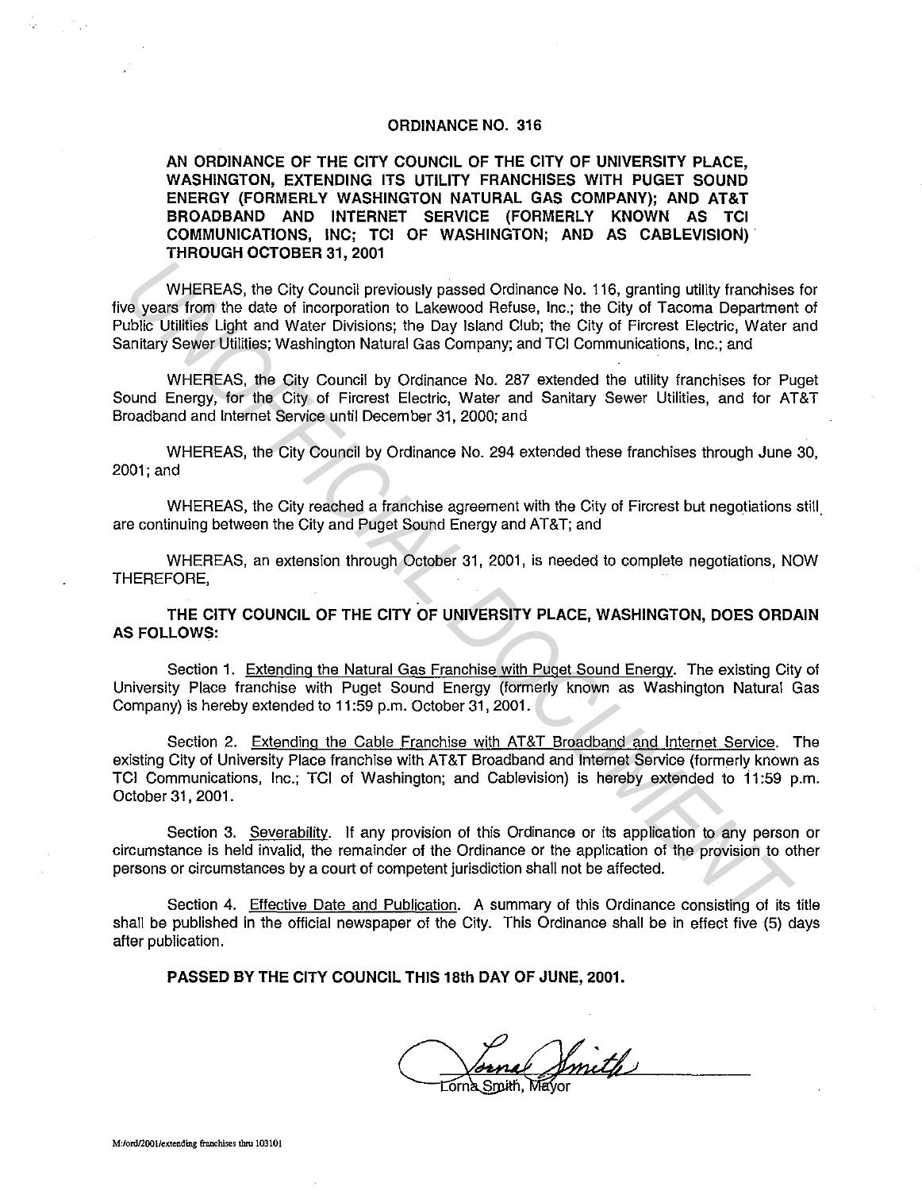# ORDINANCE NO. 316

**AN ORDINANCE OF THE CITY COUNCIL OF THE CITY OF UNIVERSITY PLACE, WASHINGTON, EXTENDING ITS UTILITY FRANCHISES WITH PUGET SOUND ENERGY (FORMERLY WASHINGTON NATURAL GAS COMPANY); AND AT&T BROADBAND AND INTERNET SERVICE (FORMERLY KNOWN AS TCI COMMUNICATIONS, INC; TCI OF WASHINGTON; AND AS CABLEVISION) THROUGH OCTOBER 31, 2001**

WHEREAS, the City Council previously passed Ordinance No. 116, granting utility franchises for five years from the date of incorporation to Lakewood Refuse, Inc.; the City of Tacoma Department of Public Utilities Light and Water Divisions; the Day Island Club; the City of Fircrest Electric, Water and Sanitary Sewer Utilities; Washington Natural Gas Company; and TCI Communications, Inc.; and

WHEREAS, the City Council by Ordinance No. 287 extended the utility franchises for Puget Sound Energy, for the City of Fircrest Electric, Water and Sanitary Sewer Utilities, and for AT&T Broadband and Internet Service until December 31, 2000; and

WHEREAS, the City Council by Ordinance No. 294 extended these franchises through June 30, 2001; and

WHEREAS, the City reached a franchise agreement with the City of Fircrest but negotiations still are continuing between the City and Puget Sound Energy and AT&T; and

WHEREAS, an extension through October 31, 2001, is needed to complete negotiations, NOW THEREFORE,

**THE CITY COUNCIL OF THE CITY OF UNIVERSITY PLACE, WASHINGTON, DOES ORDAIN AS FOLLOWS:**

Section 1. Extending the Natural Gas Franchise with Puget Sound Energy. The existing City of University Place franchise with Puget Sound Energy (formerly known as Washington Natural Gas Company) is hereby extended to 11:59 p.m. October 31, 2001.

Section 2. Extending the Cable Franchise with AT&T Broadband and Internet Service. The existing City of University Place franchise with AT&T Broadband and Internet Service (formerly known as TCI Communications, Inc.; TCI of Washington; and Cablevision) is hereby extended to 11:59 p.m. October 31, 2001.

Section 3. Severability. If any provision of this Ordinance or its application to any person or circumstance is held invalid, the remainder of the Ordinance or the application of the provision to other persons or circumstances by a court of competent jurisdiction shall not be affected.

Section 4. Effective Date and Publication. A summary of this Ordinance consisting of its title shall be published in the official newspaper of the City. This Ordinance shall be in effect five (5) days after publication.

**PASSED BY THE CITY COUNCIL THIS 18th DAY OF JUNE, 2001.**

Lorna Smith, Mayor

M:/ord/2001/extending franchises thru 103101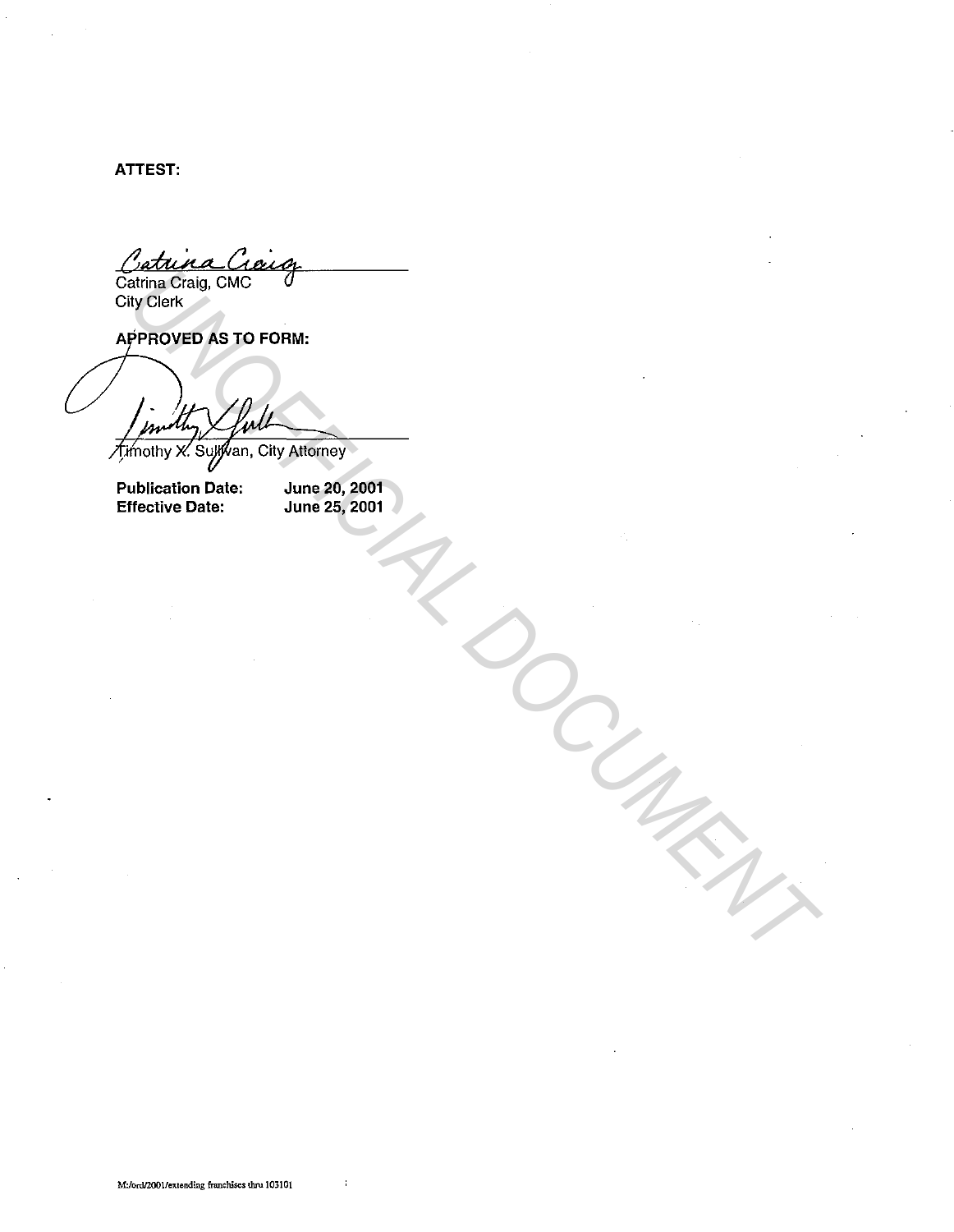**ATTEST:**

Catrina Craig, CMC
City Clerk

**APPROVED AS TO FORM:**

Timothy X. Sullivan, City Attorney

| | |
|---|---|
| **Publication Date:** | **June 20, 2001** |
| **Effective Date:** | **June 25, 2001** |

UNOFFICIAL DOCUMENT

M:/ord/2001/extending franchises thru 103101